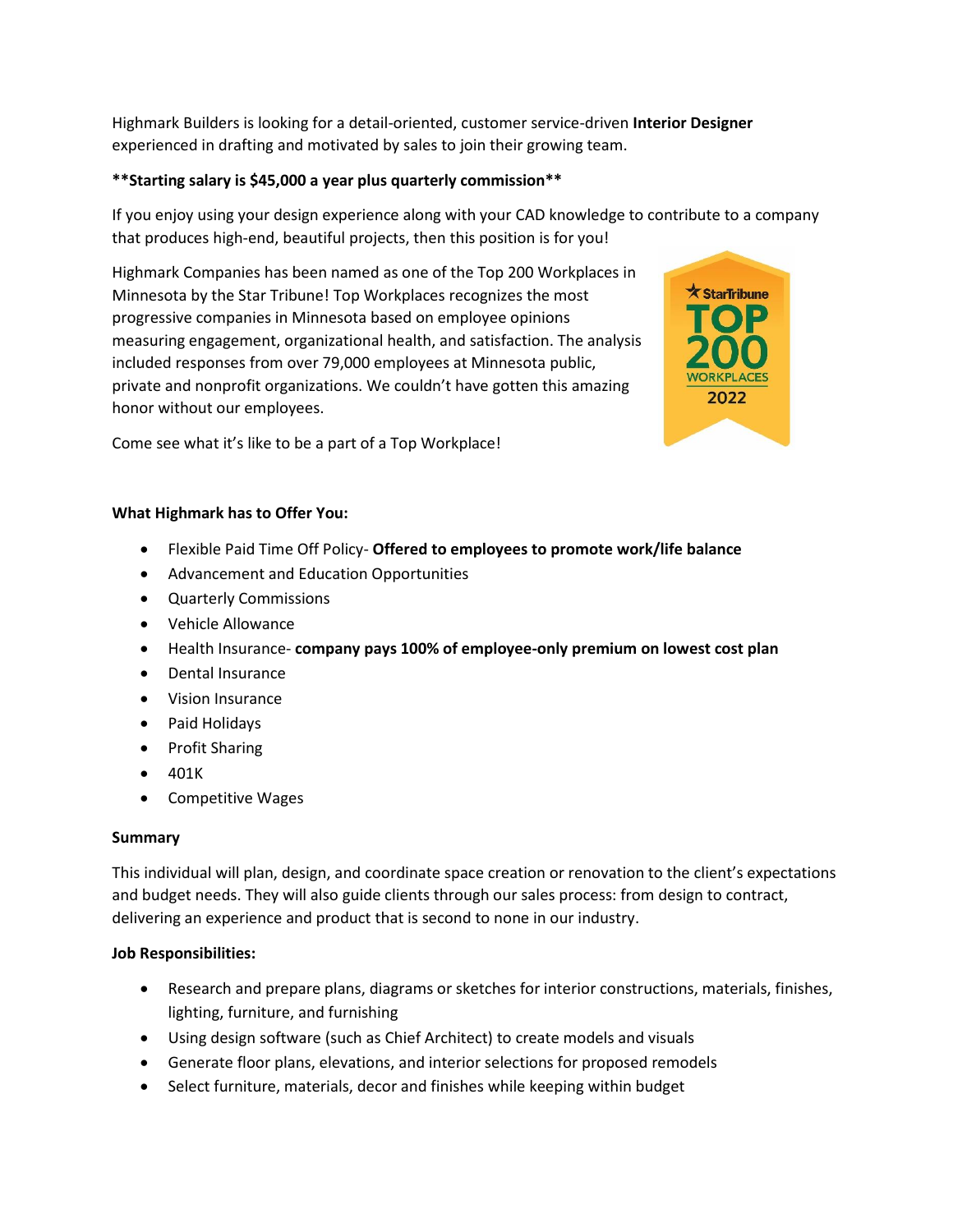Highmark Builders is looking for a detail-oriented, customer service-driven **Interior Designer** experienced in drafting and motivated by sales to join their growing team.

****Starting salary is $45,000 a year plus quarterly commission****

If you enjoy using your design experience along with your CAD knowledge to contribute to a company that produces high-end, beautiful projects, then this position is for you!

Highmark Companies has been named as one of the Top 200 Workplaces in Minnesota by the Star Tribune! Top Workplaces recognizes the most progressive companies in Minnesota based on employee opinions measuring engagement, organizational health, and satisfaction. The analysis included responses from over 79,000 employees at Minnesota public, private and nonprofit organizations. We couldn't have gotten this amazing honor without our employees.

StarTribune TOP 200 WORKPLACES 2022

Come see what it's like to be a part of a Top Workplace!

**What Highmark has to Offer You:**

- Flexible Paid Time Off Policy- **Offered to employees to promote work/life balance**
- Advancement and Education Opportunities
- Quarterly Commissions
- Vehicle Allowance
- Health Insurance- **company pays 100% of employee-only premium on lowest cost plan**
- Dental Insurance
- Vision Insurance
- Paid Holidays
- Profit Sharing
- 401K
- Competitive Wages

**Summary**

This individual will plan, design, and coordinate space creation or renovation to the client's expectations and budget needs. They will also guide clients through our sales process: from design to contract, delivering an experience and product that is second to none in our industry.

**Job Responsibilities:**

- Research and prepare plans, diagrams or sketches for interior constructions, materials, finishes, lighting, furniture, and furnishing
- Using design software (such as Chief Architect) to create models and visuals
- Generate floor plans, elevations, and interior selections for proposed remodels
- Select furniture, materials, decor and finishes while keeping within budget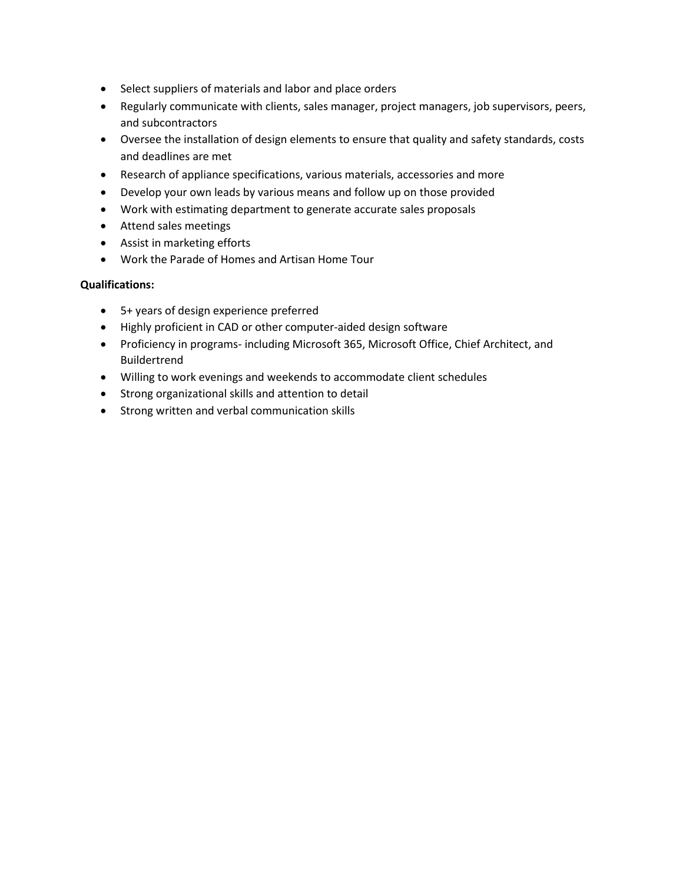- Select suppliers of materials and labor and place orders
- Regularly communicate with clients, sales manager, project managers, job supervisors, peers, and subcontractors
- Oversee the installation of design elements to ensure that quality and safety standards, costs and deadlines are met
- Research of appliance specifications, various materials, accessories and more
- Develop your own leads by various means and follow up on those provided
- Work with estimating department to generate accurate sales proposals
- Attend sales meetings
- Assist in marketing efforts
- Work the Parade of Homes and Artisan Home Tour

**Qualifications:**

- 5+ years of design experience preferred
- Highly proficient in CAD or other computer-aided design software
- Proficiency in programs- including Microsoft 365, Microsoft Office, Chief Architect, and Buildertrend
- Willing to work evenings and weekends to accommodate client schedules
- Strong organizational skills and attention to detail
- Strong written and verbal communication skills